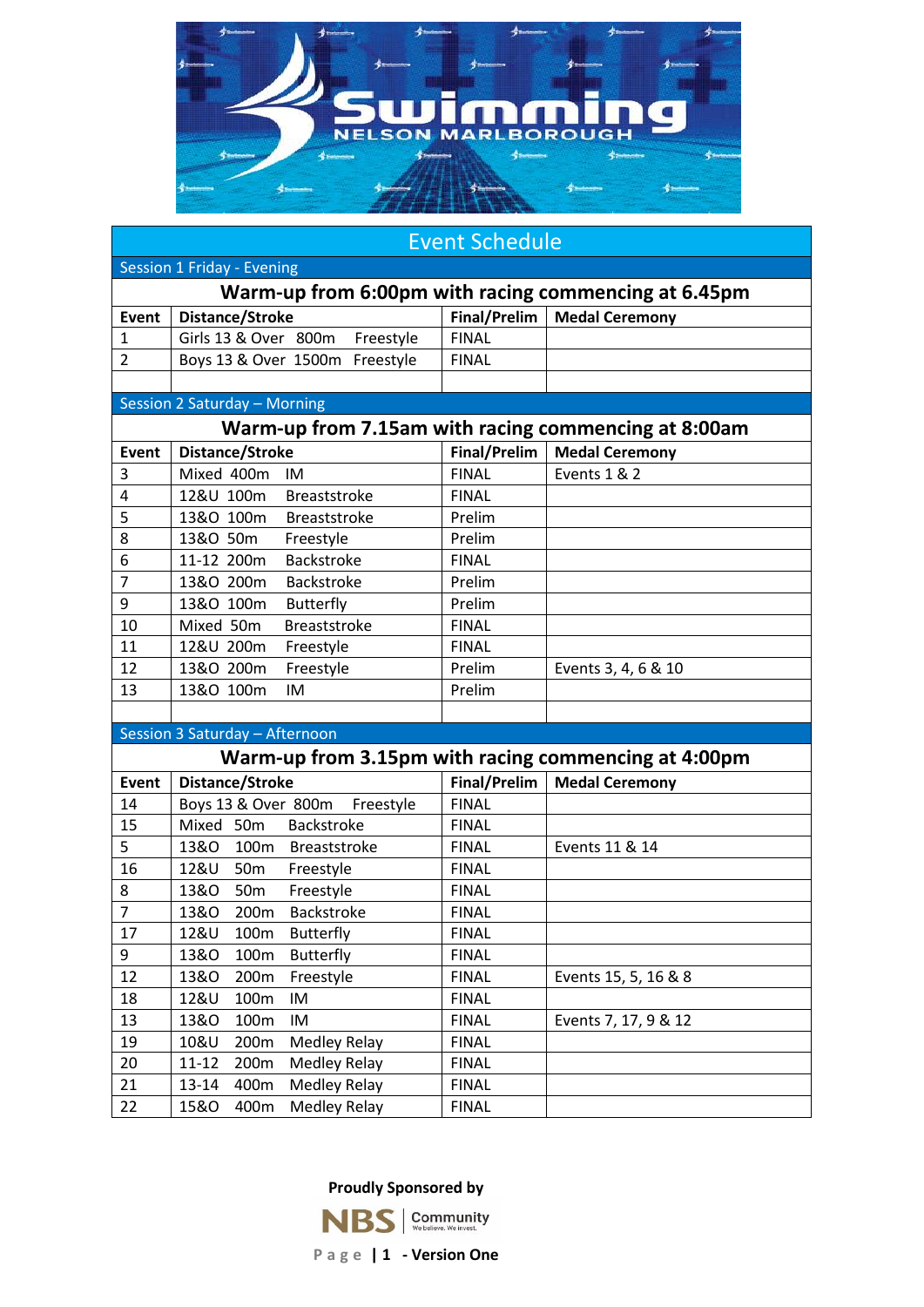# Swimming Nelson Marlborough

## Event Schedule

### Session 1 Friday - Evening

**Warm-up from 6:00pm with racing commencing at 6.45pm**

| Event | Distance/Stroke | Final/Prelim | Medal Ceremony |
|---|---|---|---|
| 1 | Girls 13 & Over 800m Freestyle | FINAL | |
| 2 | Boys 13 & Over 1500m Freestyle | FINAL | |

### Session 2 Saturday – Morning

**Warm-up from 7.15am with racing commencing at 8:00am**

| Event | Distance/Stroke | Final/Prelim | Medal Ceremony |
|---|---|---|---|
| 3 | Mixed 400m IM | FINAL | Events 1 & 2 |
| 4 | 12&U 100m Breaststroke | FINAL | |
| 5 | 13&O 100m Breaststroke | Prelim | |
| 8 | 13&O 50m Freestyle | Prelim | |
| 6 | 11-12 200m Backstroke | FINAL | |
| 7 | 13&O 200m Backstroke | Prelim | |
| 9 | 13&O 100m Butterfly | Prelim | |
| 10 | Mixed 50m Breaststroke | FINAL | |
| 11 | 12&U 200m Freestyle | FINAL | |
| 12 | 13&O 200m Freestyle | Prelim | Events 3, 4, 6 & 10 |
| 13 | 13&O 100m IM | Prelim | |

### Session 3 Saturday – Afternoon

**Warm-up from 3.15pm with racing commencing at 4:00pm**

| Event | Distance/Stroke | Final/Prelim | Medal Ceremony |
|---|---|---|---|
| 14 | Boys 13 & Over 800m Freestyle | FINAL | |
| 15 | Mixed 50m Backstroke | FINAL | |
| 5 | 13&O 100m Breaststroke | FINAL | Events 11 & 14 |
| 16 | 12&U 50m Freestyle | FINAL | |
| 8 | 13&O 50m Freestyle | FINAL | |
| 7 | 13&O 200m Backstroke | FINAL | |
| 17 | 12&U 100m Butterfly | FINAL | |
| 9 | 13&O 100m Butterfly | FINAL | |
| 12 | 13&O 200m Freestyle | FINAL | Events 15, 5, 16 & 8 |
| 18 | 12&U 100m IM | FINAL | |
| 13 | 13&O 100m IM | FINAL | Events 7, 17, 9 & 12 |
| 19 | 10&U 200m Medley Relay | FINAL | |
| 20 | 11-12 200m Medley Relay | FINAL | |
| 21 | 13-14 400m Medley Relay | FINAL | |
| 22 | 15&O 400m Medley Relay | FINAL | |

**Proudly Sponsored by**

NBS | Community – We believe. We invest.

- Version One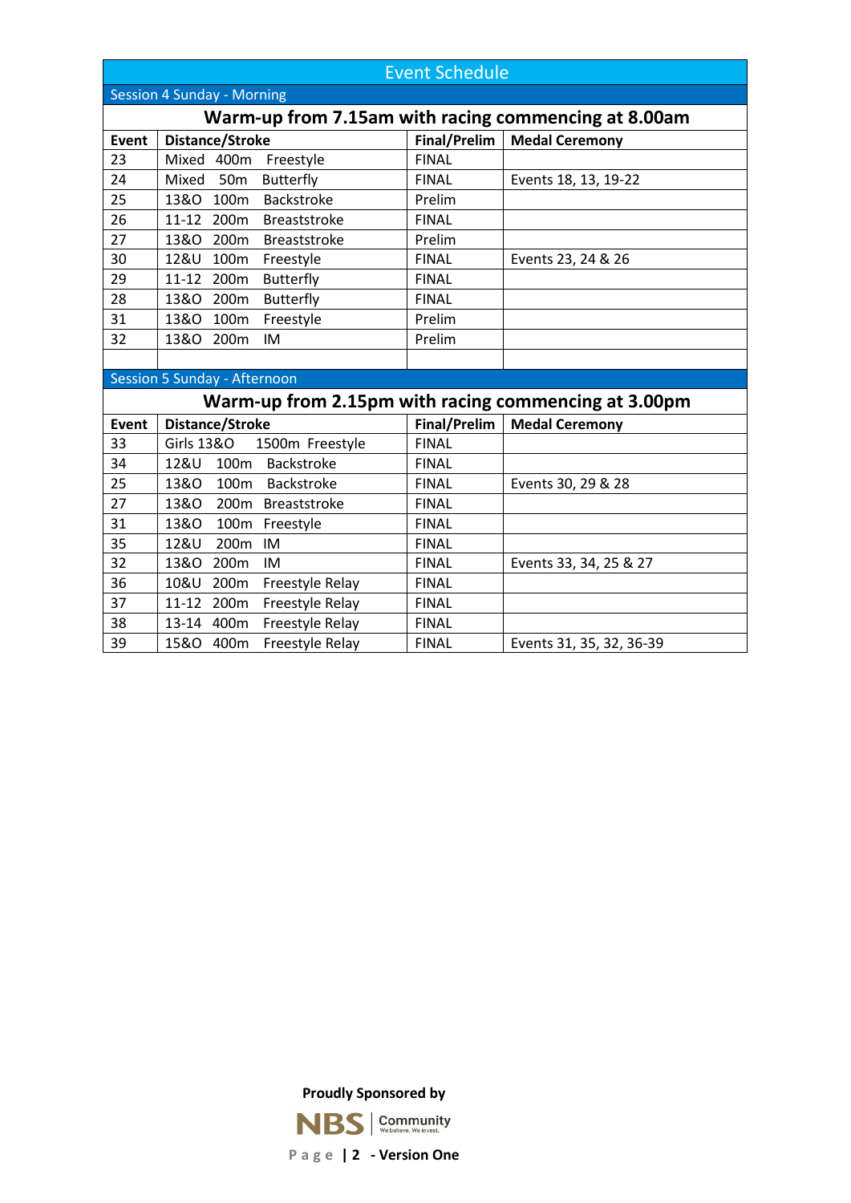## Event Schedule

### Session 4 Sunday - Morning

**Warm-up from 7.15am with racing commencing at 8.00am**

| Event | Distance/Stroke | Final/Prelim | Medal Ceremony |
|---|---|---|---|
| 23 | Mixed 400m Freestyle | FINAL | |
| 24 | Mixed 50m Butterfly | FINAL | Events 18, 13, 19-22 |
| 25 | 13&O 100m Backstroke | Prelim | |
| 26 | 11-12 200m Breaststroke | FINAL | |
| 27 | 13&O 200m Breaststroke | Prelim | |
| 30 | 12&U 100m Freestyle | FINAL | Events 23, 24 & 26 |
| 29 | 11-12 200m Butterfly | FINAL | |
| 28 | 13&O 200m Butterfly | FINAL | |
| 31 | 13&O 100m Freestyle | Prelim | |
| 32 | 13&O 200m IM | Prelim | |

### Session 5 Sunday - Afternoon

**Warm-up from 2.15pm with racing commencing at 3.00pm**

| Event | Distance/Stroke | Final/Prelim | Medal Ceremony |
|---|---|---|---|
| 33 | Girls 13&O 1500m Freestyle | FINAL | |
| 34 | 12&U 100m Backstroke | FINAL | |
| 25 | 13&O 100m Backstroke | FINAL | Events 30, 29 & 28 |
| 27 | 13&O 200m Breaststroke | FINAL | |
| 31 | 13&O 100m Freestyle | FINAL | |
| 35 | 12&U 200m IM | FINAL | |
| 32 | 13&O 200m IM | FINAL | Events 33, 34, 25 & 27 |
| 36 | 10&U 200m Freestyle Relay | FINAL | |
| 37 | 11-12 200m Freestyle Relay | FINAL | |
| 38 | 13-14 400m Freestyle Relay | FINAL | |
| 39 | 15&O 400m Freestyle Relay | FINAL | Events 31, 35, 32, 36-39 |

**Proudly Sponsored by**

NBS | Community
We believe. We invest.

**- Version One**